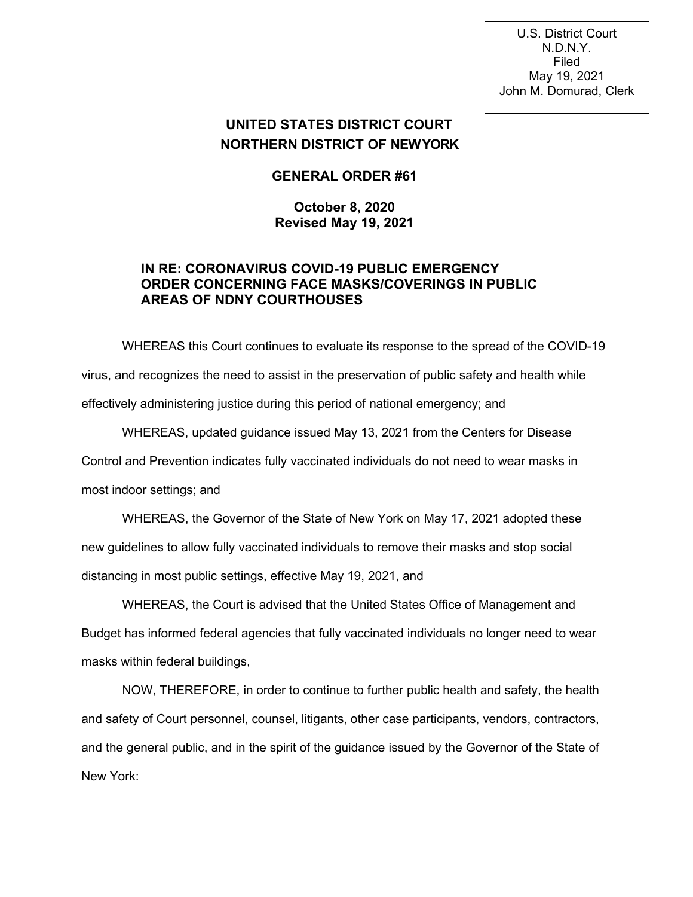U.S. District Court
N.D.N.Y.
Filed
May 19, 2021
John M. Domurad, Clerk

# UNITED STATES DISTRICT COURT
# NORTHERN DISTRICT OF NEWYORK

## GENERAL ORDER #61

**October 8, 2020**
**Revised May 19, 2021**

**IN RE: CORONAVIRUS COVID-19 PUBLIC EMERGENCY ORDER CONCERNING FACE MASKS/COVERINGS IN PUBLIC AREAS OF NDNY COURTHOUSES**

WHEREAS this Court continues to evaluate its response to the spread of the COVID-19 virus, and recognizes the need to assist in the preservation of public safety and health while effectively administering justice during this period of national emergency; and

WHEREAS, updated guidance issued May 13, 2021 from the Centers for Disease Control and Prevention indicates fully vaccinated individuals do not need to wear masks in most indoor settings; and

WHEREAS, the Governor of the State of New York on May 17, 2021 adopted these new guidelines to allow fully vaccinated individuals to remove their masks and stop social distancing in most public settings, effective May 19, 2021, and

WHEREAS, the Court is advised that the United States Office of Management and Budget has informed federal agencies that fully vaccinated individuals no longer need to wear masks within federal buildings,

NOW, THEREFORE, in order to continue to further public health and safety, the health and safety of Court personnel, counsel, litigants, other case participants, vendors, contractors, and the general public, and in the spirit of the guidance issued by the Governor of the State of New York: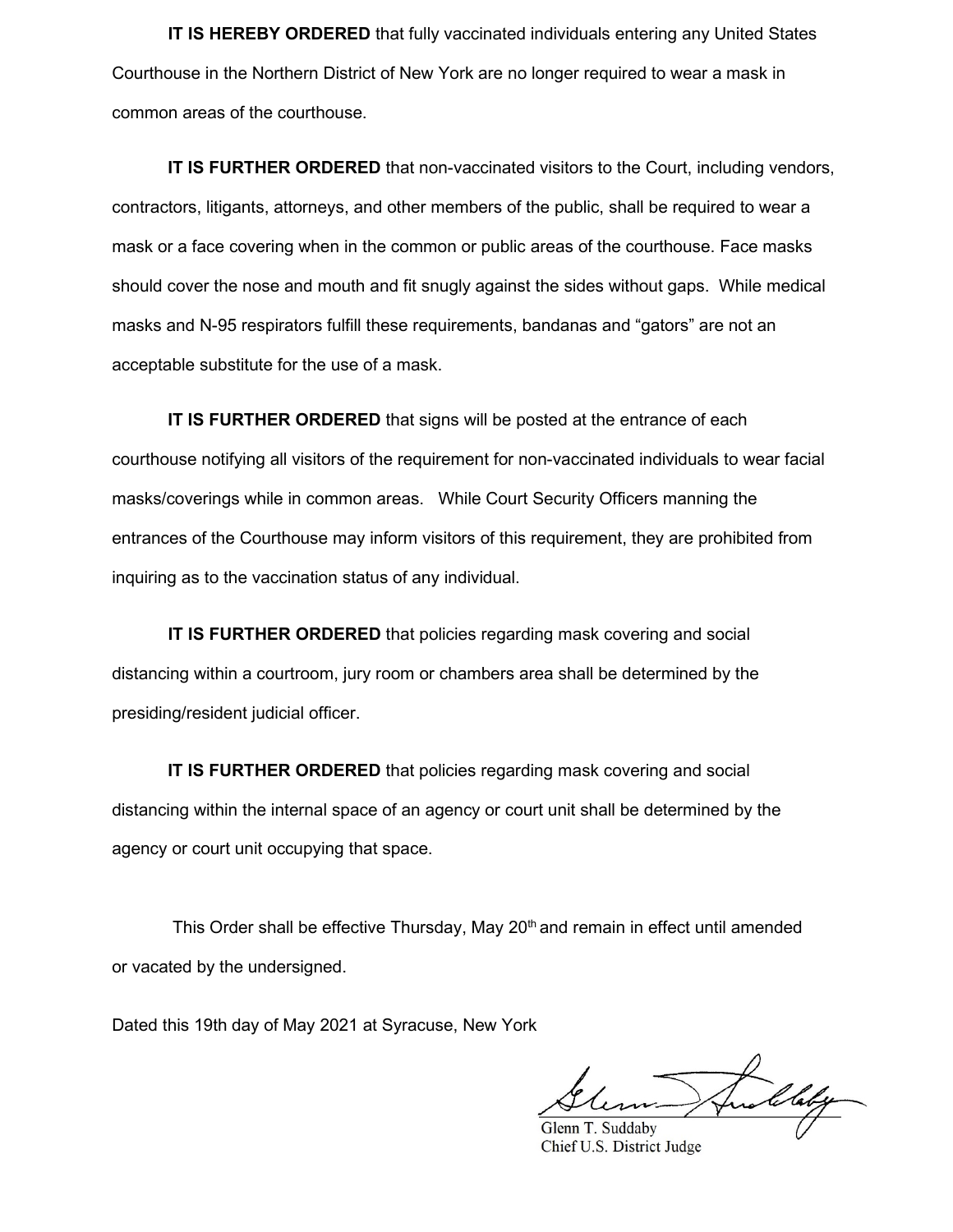**IT IS HEREBY ORDERED** that fully vaccinated individuals entering any United States Courthouse in the Northern District of New York are no longer required to wear a mask in common areas of the courthouse.

**IT IS FURTHER ORDERED** that non-vaccinated visitors to the Court, including vendors, contractors, litigants, attorneys, and other members of the public, shall be required to wear a mask or a face covering when in the common or public areas of the courthouse. Face masks should cover the nose and mouth and fit snugly against the sides without gaps. While medical masks and N-95 respirators fulfill these requirements, bandanas and "gators" are not an acceptable substitute for the use of a mask.

**IT IS FURTHER ORDERED** that signs will be posted at the entrance of each courthouse notifying all visitors of the requirement for non-vaccinated individuals to wear facial masks/coverings while in common areas. While Court Security Officers manning the entrances of the Courthouse may inform visitors of this requirement, they are prohibited from inquiring as to the vaccination status of any individual.

**IT IS FURTHER ORDERED** that policies regarding mask covering and social distancing within a courtroom, jury room or chambers area shall be determined by the presiding/resident judicial officer.

**IT IS FURTHER ORDERED** that policies regarding mask covering and social distancing within the internal space of an agency or court unit shall be determined by the agency or court unit occupying that space.

This Order shall be effective Thursday, May 20th and remain in effect until amended or vacated by the undersigned.

Dated this 19th day of May 2021 at Syracuse, New York

Glenn T. Suddaby
Chief U.S. District Judge